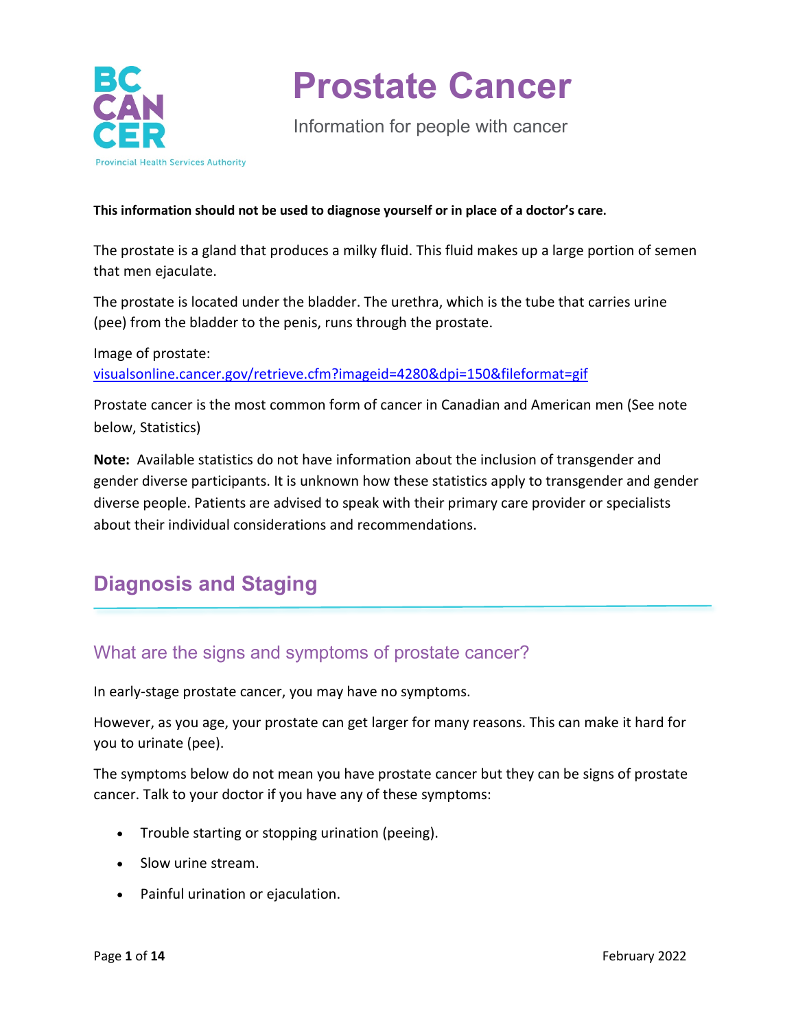# Prostate Cancer

Information for people with cancer

**This information should not be used to diagnose yourself or in place of a doctor's care.**

The prostate is a gland that produces a milky fluid. This fluid makes up a large portion of semen that men ejaculate.

The prostate is located under the bladder. The urethra, which is the tube that carries urine (pee) from the bladder to the penis, runs through the prostate.

Image of prostate:
[visualsonline.cancer.gov/retrieve.cfm?imageid=4280&dpi=150&fileformat=gif](visualsonline.cancer.gov/retrieve.cfm?imageid=4280&dpi=150&fileformat=gif)

Prostate cancer is the most common form of cancer in Canadian and American men (See note below, Statistics)

**Note:** Available statistics do not have information about the inclusion of transgender and gender diverse participants. It is unknown how these statistics apply to transgender and gender diverse people. Patients are advised to speak with their primary care provider or specialists about their individual considerations and recommendations.

## Diagnosis and Staging

### What are the signs and symptoms of prostate cancer?

In early-stage prostate cancer, you may have no symptoms.

However, as you age, your prostate can get larger for many reasons. This can make it hard for you to urinate (pee).

The symptoms below do not mean you have prostate cancer but they can be signs of prostate cancer. Talk to your doctor if you have any of these symptoms:

- Trouble starting or stopping urination (peeing).
- Slow urine stream.
- Painful urination or ejaculation.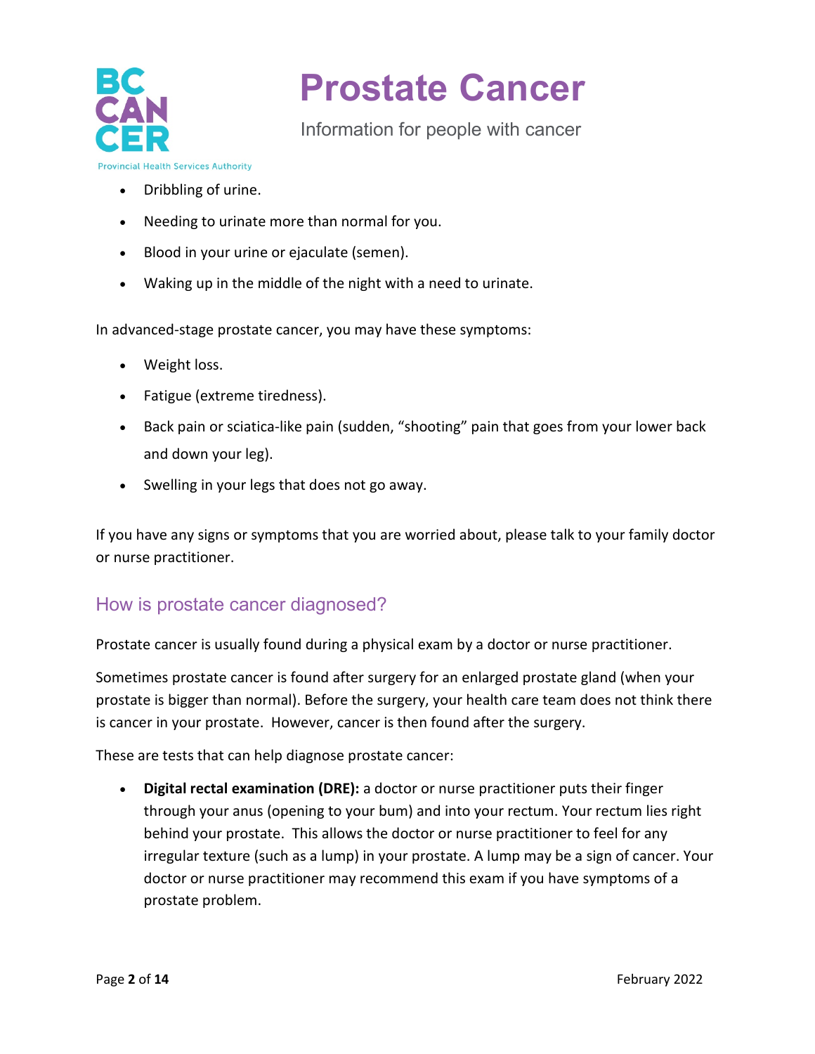- Dribbling of urine.
- Needing to urinate more than normal for you.
- Blood in your urine or ejaculate (semen).
- Waking up in the middle of the night with a need to urinate.

In advanced-stage prostate cancer, you may have these symptoms:

- Weight loss.
- Fatigue (extreme tiredness).
- Back pain or sciatica-like pain (sudden, "shooting" pain that goes from your lower back and down your leg).
- Swelling in your legs that does not go away.

If you have any signs or symptoms that you are worried about, please talk to your family doctor or nurse practitioner.

## How is prostate cancer diagnosed?

Prostate cancer is usually found during a physical exam by a doctor or nurse practitioner.

Sometimes prostate cancer is found after surgery for an enlarged prostate gland (when your prostate is bigger than normal). Before the surgery, your health care team does not think there is cancer in your prostate. However, cancer is then found after the surgery.

These are tests that can help diagnose prostate cancer:

- **Digital rectal examination (DRE):** a doctor or nurse practitioner puts their finger through your anus (opening to your bum) and into your rectum. Your rectum lies right behind your prostate. This allows the doctor or nurse practitioner to feel for any irregular texture (such as a lump) in your prostate. A lump may be a sign of cancer. Your doctor or nurse practitioner may recommend this exam if you have symptoms of a prostate problem.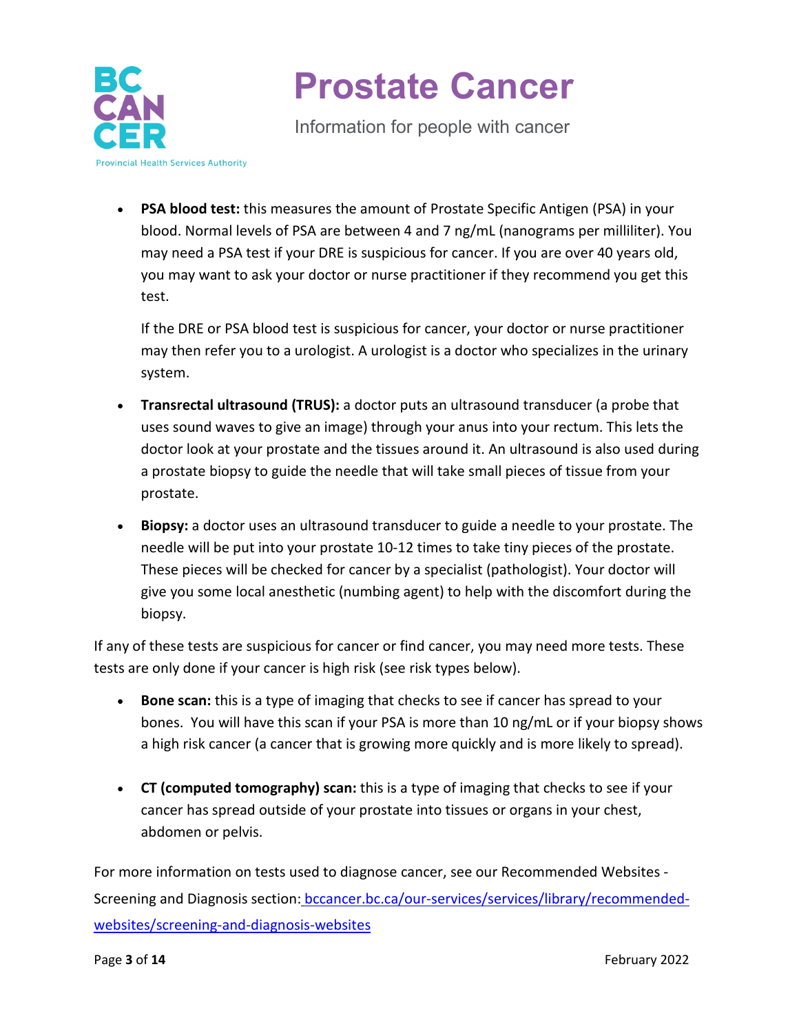- **PSA blood test:** this measures the amount of Prostate Specific Antigen (PSA) in your blood. Normal levels of PSA are between 4 and 7 ng/mL (nanograms per milliliter). You may need a PSA test if your DRE is suspicious for cancer. If you are over 40 years old, you may want to ask your doctor or nurse practitioner if they recommend you get this test.

  If the DRE or PSA blood test is suspicious for cancer, your doctor or nurse practitioner may then refer you to a urologist. A urologist is a doctor who specializes in the urinary system.

- **Transrectal ultrasound (TRUS):** a doctor puts an ultrasound transducer (a probe that uses sound waves to give an image) through your anus into your rectum. This lets the doctor look at your prostate and the tissues around it. An ultrasound is also used during a prostate biopsy to guide the needle that will take small pieces of tissue from your prostate.

- **Biopsy:** a doctor uses an ultrasound transducer to guide a needle to your prostate. The needle will be put into your prostate 10-12 times to take tiny pieces of the prostate. These pieces will be checked for cancer by a specialist (pathologist). Your doctor will give you some local anesthetic (numbing agent) to help with the discomfort during the biopsy.

If any of these tests are suspicious for cancer or find cancer, you may need more tests. These tests are only done if your cancer is high risk (see risk types below).

- **Bone scan:** this is a type of imaging that checks to see if cancer has spread to your bones. You will have this scan if your PSA is more than 10 ng/mL or if your biopsy shows a high risk cancer (a cancer that is growing more quickly and is more likely to spread).

- **CT (computed tomography) scan:** this is a type of imaging that checks to see if your cancer has spread outside of your prostate into tissues or organs in your chest, abdomen or pelvis.

For more information on tests used to diagnose cancer, see our Recommended Websites - Screening and Diagnosis section: bccancer.bc.ca/our-services/services/library/recommended-websites/screening-and-diagnosis-websites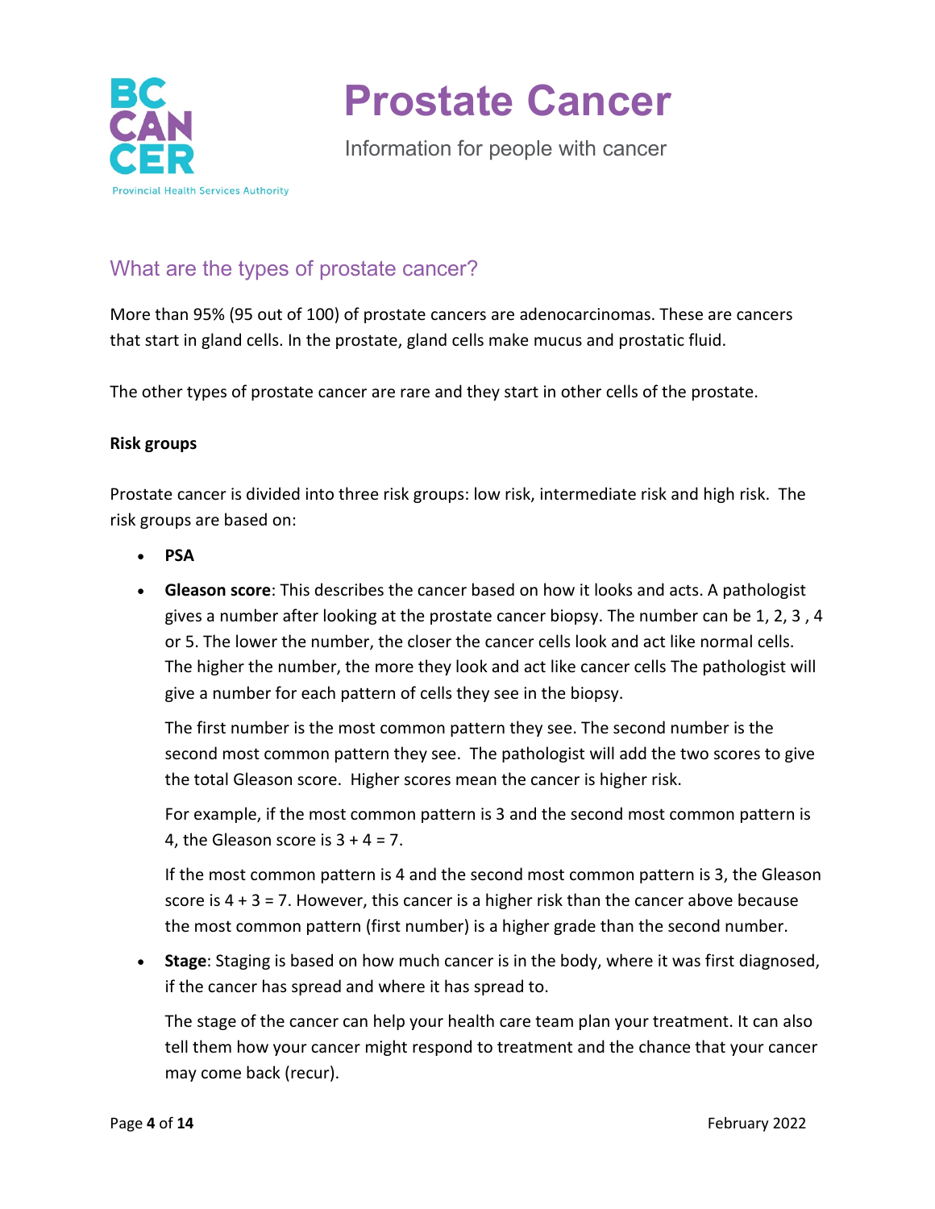## What are the types of prostate cancer?

More than 95% (95 out of 100) of prostate cancers are adenocarcinomas. These are cancers that start in gland cells. In the prostate, gland cells make mucus and prostatic fluid.

The other types of prostate cancer are rare and they start in other cells of the prostate.

**Risk groups**

Prostate cancer is divided into three risk groups: low risk, intermediate risk and high risk. The risk groups are based on:

- **PSA**
- **Gleason score**: This describes the cancer based on how it looks and acts. A pathologist gives a number after looking at the prostate cancer biopsy. The number can be 1, 2, 3 , 4 or 5. The lower the number, the closer the cancer cells look and act like normal cells. The higher the number, the more they look and act like cancer cells The pathologist will give a number for each pattern of cells they see in the biopsy.

  The first number is the most common pattern they see. The second number is the second most common pattern they see. The pathologist will add the two scores to give the total Gleason score. Higher scores mean the cancer is higher risk.

  For example, if the most common pattern is 3 and the second most common pattern is 4, the Gleason score is 3 + 4 = 7.

  If the most common pattern is 4 and the second most common pattern is 3, the Gleason score is 4 + 3 = 7. However, this cancer is a higher risk than the cancer above because the most common pattern (first number) is a higher grade than the second number.
- **Stage**: Staging is based on how much cancer is in the body, where it was first diagnosed, if the cancer has spread and where it has spread to.

  The stage of the cancer can help your health care team plan your treatment. It can also tell them how your cancer might respond to treatment and the chance that your cancer may come back (recur).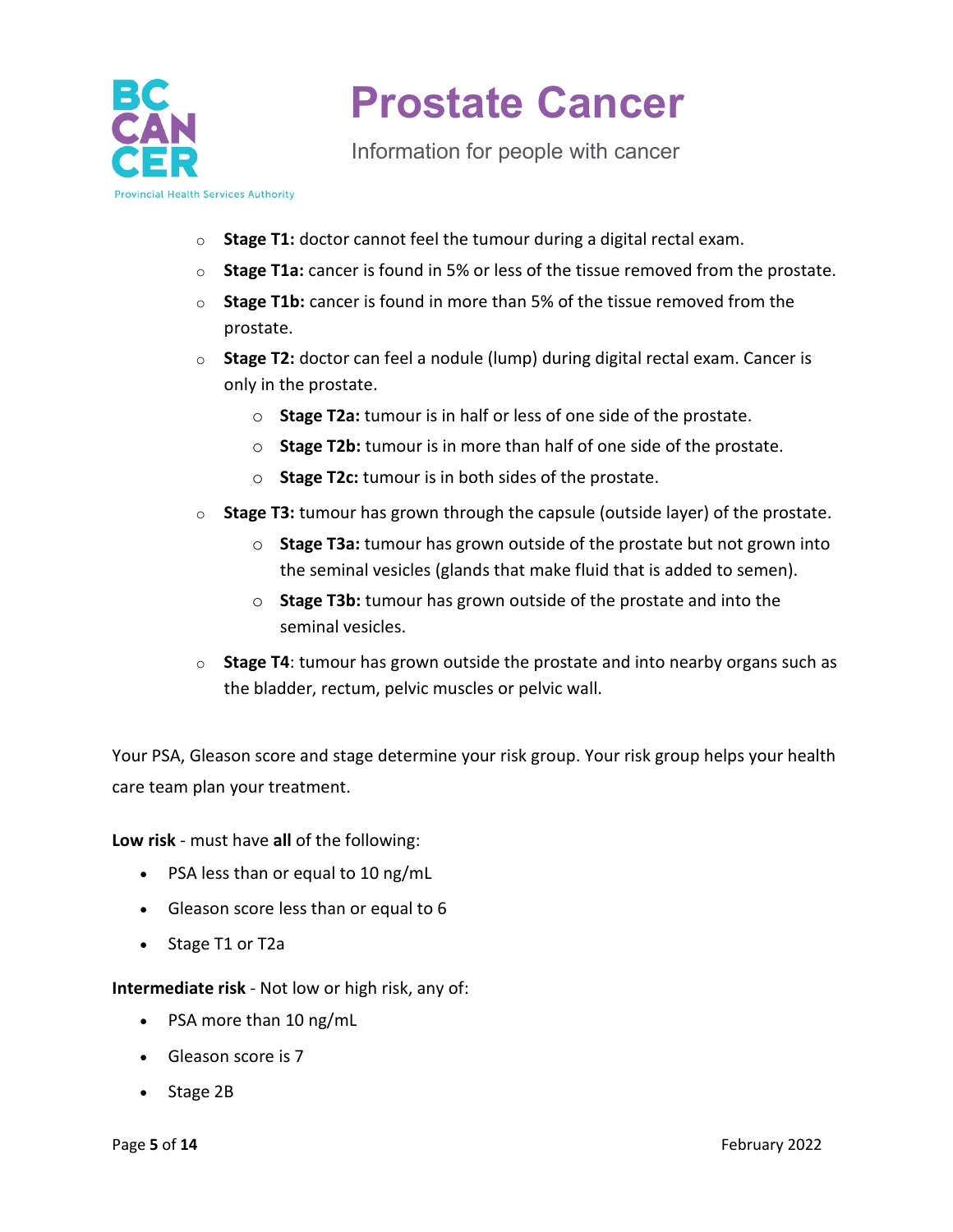- **Stage T1:** doctor cannot feel the tumour during a digital rectal exam.
- **Stage T1a:** cancer is found in 5% or less of the tissue removed from the prostate.
- **Stage T1b:** cancer is found in more than 5% of the tissue removed from the prostate.
- **Stage T2:** doctor can feel a nodule (lump) during digital rectal exam. Cancer is only in the prostate.
    - **Stage T2a:** tumour is in half or less of one side of the prostate.
    - **Stage T2b:** tumour is in more than half of one side of the prostate.
    - **Stage T2c:** tumour is in both sides of the prostate.
- **Stage T3:** tumour has grown through the capsule (outside layer) of the prostate.
    - **Stage T3a:** tumour has grown outside of the prostate but not grown into the seminal vesicles (glands that make fluid that is added to semen).
    - **Stage T3b:** tumour has grown outside of the prostate and into the seminal vesicles.
- **Stage T4**: tumour has grown outside the prostate and into nearby organs such as the bladder, rectum, pelvic muscles or pelvic wall.

Your PSA, Gleason score and stage determine your risk group. Your risk group helps your health care team plan your treatment.

**Low risk** - must have **all** of the following:

- PSA less than or equal to 10 ng/mL
- Gleason score less than or equal to 6
- Stage T1 or T2a

**Intermediate risk** - Not low or high risk, any of:

- PSA more than 10 ng/mL
- Gleason score is 7
- Stage 2B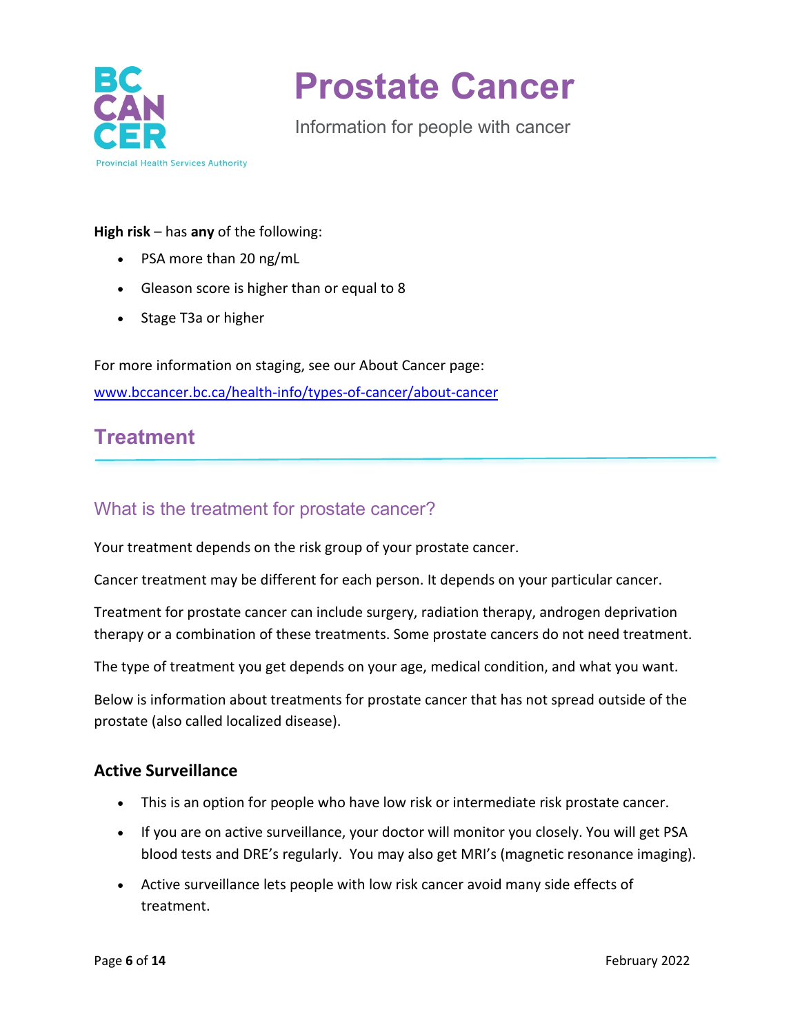**High risk** – has **any** of the following:

- PSA more than 20 ng/mL
- Gleason score is higher than or equal to 8
- Stage T3a or higher

For more information on staging, see our About Cancer page:
[www.bccancer.bc.ca/health-info/types-of-cancer/about-cancer](www.bccancer.bc.ca/health-info/types-of-cancer/about-cancer)

## Treatment

### What is the treatment for prostate cancer?

Your treatment depends on the risk group of your prostate cancer.

Cancer treatment may be different for each person. It depends on your particular cancer.

Treatment for prostate cancer can include surgery, radiation therapy, androgen deprivation therapy or a combination of these treatments. Some prostate cancers do not need treatment.

The type of treatment you get depends on your age, medical condition, and what you want.

Below is information about treatments for prostate cancer that has not spread outside of the prostate (also called localized disease).

#### Active Surveillance

- This is an option for people who have low risk or intermediate risk prostate cancer.
- If you are on active surveillance, your doctor will monitor you closely. You will get PSA blood tests and DRE's regularly. You may also get MRI's (magnetic resonance imaging).
- Active surveillance lets people with low risk cancer avoid many side effects of treatment.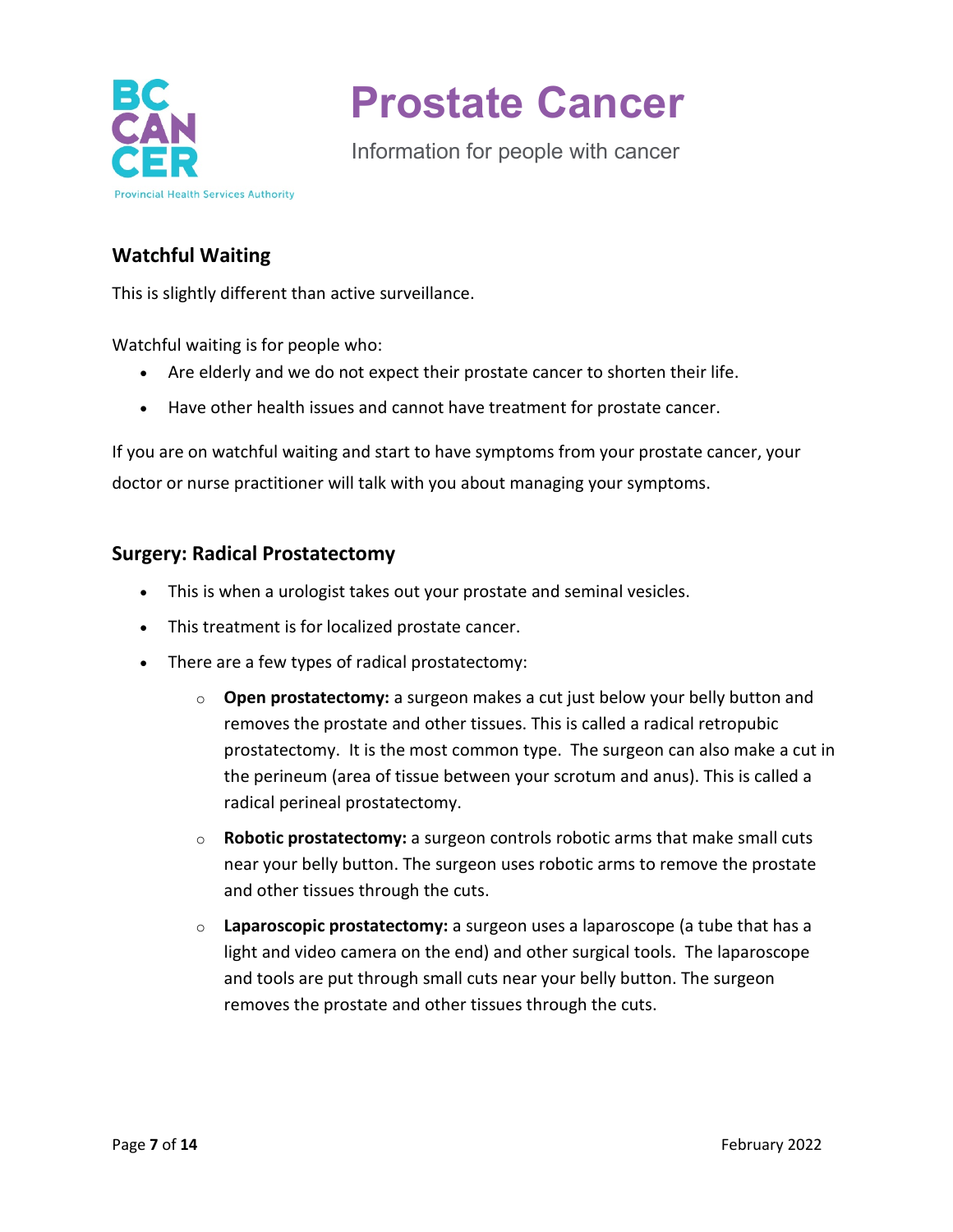## Watchful Waiting

This is slightly different than active surveillance.

Watchful waiting is for people who:

- Are elderly and we do not expect their prostate cancer to shorten their life.
- Have other health issues and cannot have treatment for prostate cancer.

If you are on watchful waiting and start to have symptoms from your prostate cancer, your doctor or nurse practitioner will talk with you about managing your symptoms.

## Surgery: Radical Prostatectomy

- This is when a urologist takes out your prostate and seminal vesicles.
- This treatment is for localized prostate cancer.
- There are a few types of radical prostatectomy:
  - **Open prostatectomy:** a surgeon makes a cut just below your belly button and removes the prostate and other tissues. This is called a radical retropubic prostatectomy. It is the most common type. The surgeon can also make a cut in the perineum (area of tissue between your scrotum and anus). This is called a radical perineal prostatectomy.
  - **Robotic prostatectomy:** a surgeon controls robotic arms that make small cuts near your belly button. The surgeon uses robotic arms to remove the prostate and other tissues through the cuts.
  - **Laparoscopic prostatectomy:** a surgeon uses a laparoscope (a tube that has a light and video camera on the end) and other surgical tools. The laparoscope and tools are put through small cuts near your belly button. The surgeon removes the prostate and other tissues through the cuts.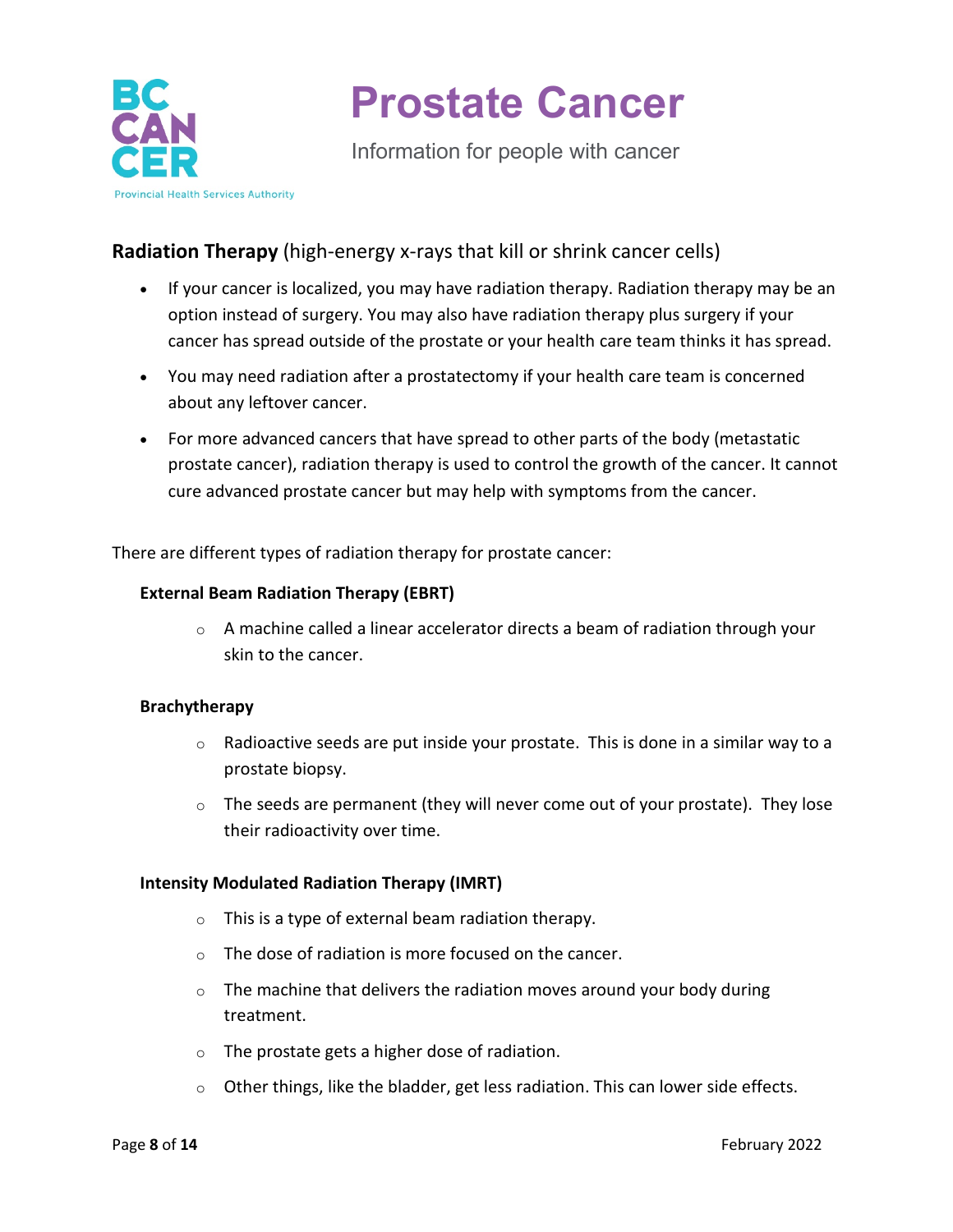## Radiation Therapy (high-energy x-rays that kill or shrink cancer cells)

- If your cancer is localized, you may have radiation therapy. Radiation therapy may be an option instead of surgery. You may also have radiation therapy plus surgery if your cancer has spread outside of the prostate or your health care team thinks it has spread.
- You may need radiation after a prostatectomy if your health care team is concerned about any leftover cancer.
- For more advanced cancers that have spread to other parts of the body (metastatic prostate cancer), radiation therapy is used to control the growth of the cancer. It cannot cure advanced prostate cancer but may help with symptoms from the cancer.

There are different types of radiation therapy for prostate cancer:

### External Beam Radiation Therapy (EBRT)

- A machine called a linear accelerator directs a beam of radiation through your skin to the cancer.

### Brachytherapy

- Radioactive seeds are put inside your prostate. This is done in a similar way to a prostate biopsy.
- The seeds are permanent (they will never come out of your prostate). They lose their radioactivity over time.

### Intensity Modulated Radiation Therapy (IMRT)

- This is a type of external beam radiation therapy.
- The dose of radiation is more focused on the cancer.
- The machine that delivers the radiation moves around your body during treatment.
- The prostate gets a higher dose of radiation.
- Other things, like the bladder, get less radiation. This can lower side effects.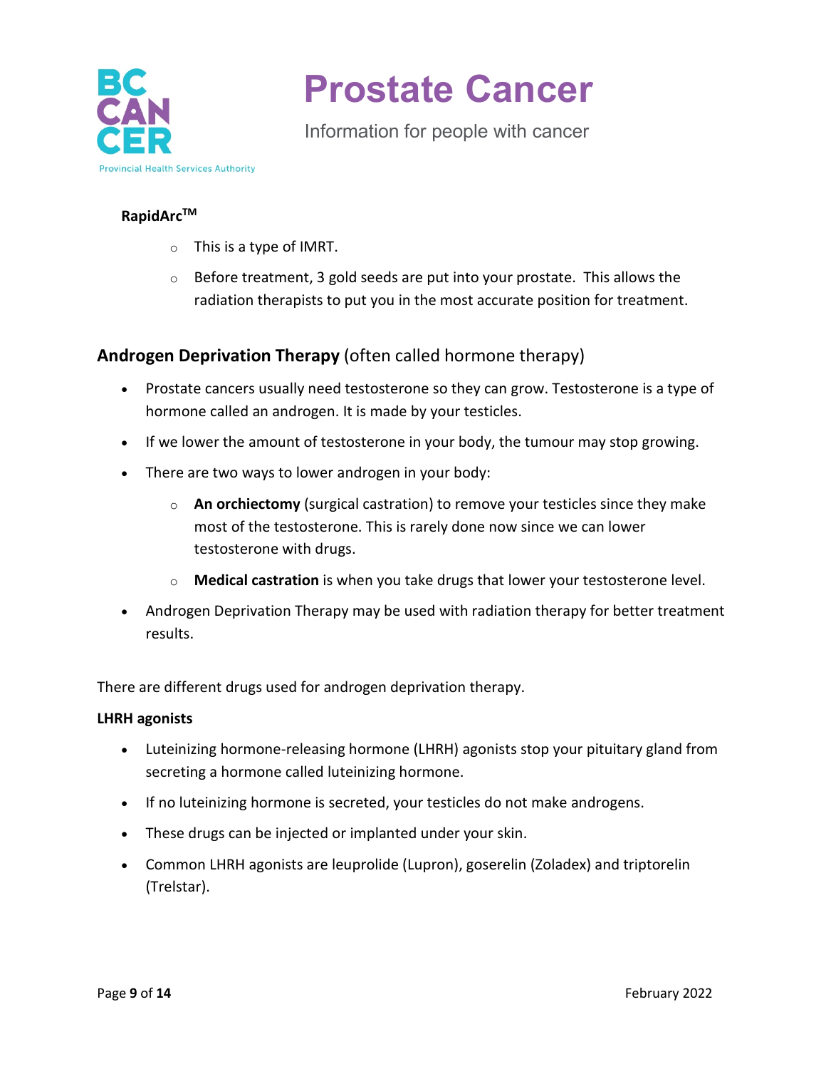**RapidArc™**

- This is a type of IMRT.
- Before treatment, 3 gold seeds are put into your prostate. This allows the radiation therapists to put you in the most accurate position for treatment.

## **Androgen Deprivation Therapy** (often called hormone therapy)

- Prostate cancers usually need testosterone so they can grow. Testosterone is a type of hormone called an androgen. It is made by your testicles.
- If we lower the amount of testosterone in your body, the tumour may stop growing.
- There are two ways to lower androgen in your body:
  - **An orchiectomy** (surgical castration) to remove your testicles since they make most of the testosterone. This is rarely done now since we can lower testosterone with drugs.
  - **Medical castration** is when you take drugs that lower your testosterone level.
- Androgen Deprivation Therapy may be used with radiation therapy for better treatment results.

There are different drugs used for androgen deprivation therapy.

**LHRH agonists**

- Luteinizing hormone-releasing hormone (LHRH) agonists stop your pituitary gland from secreting a hormone called luteinizing hormone.
- If no luteinizing hormone is secreted, your testicles do not make androgens.
- These drugs can be injected or implanted under your skin.
- Common LHRH agonists are leuprolide (Lupron), goserelin (Zoladex) and triptorelin (Trelstar).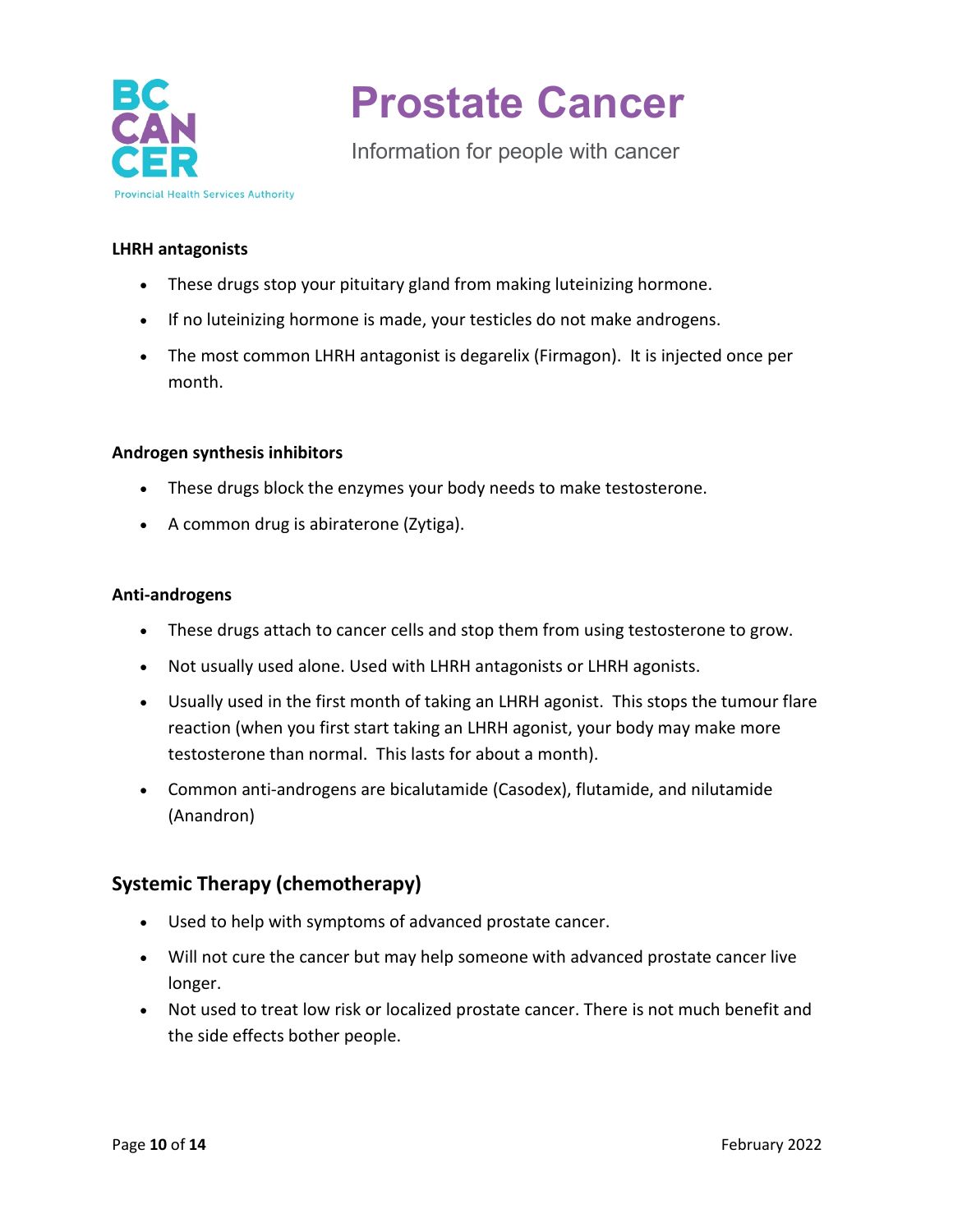**LHRH antagonists**

- These drugs stop your pituitary gland from making luteinizing hormone.
- If no luteinizing hormone is made, your testicles do not make androgens.
- The most common LHRH antagonist is degarelix (Firmagon). It is injected once per month.

**Androgen synthesis inhibitors**

- These drugs block the enzymes your body needs to make testosterone.
- A common drug is abiraterone (Zytiga).

**Anti-androgens**

- These drugs attach to cancer cells and stop them from using testosterone to grow.
- Not usually used alone. Used with LHRH antagonists or LHRH agonists.
- Usually used in the first month of taking an LHRH agonist. This stops the tumour flare reaction (when you first start taking an LHRH agonist, your body may make more testosterone than normal. This lasts for about a month).
- Common anti-androgens are bicalutamide (Casodex), flutamide, and nilutamide (Anandron)

## Systemic Therapy (chemotherapy)

- Used to help with symptoms of advanced prostate cancer.
- Will not cure the cancer but may help someone with advanced prostate cancer live longer.
- Not used to treat low risk or localized prostate cancer. There is not much benefit and the side effects bother people.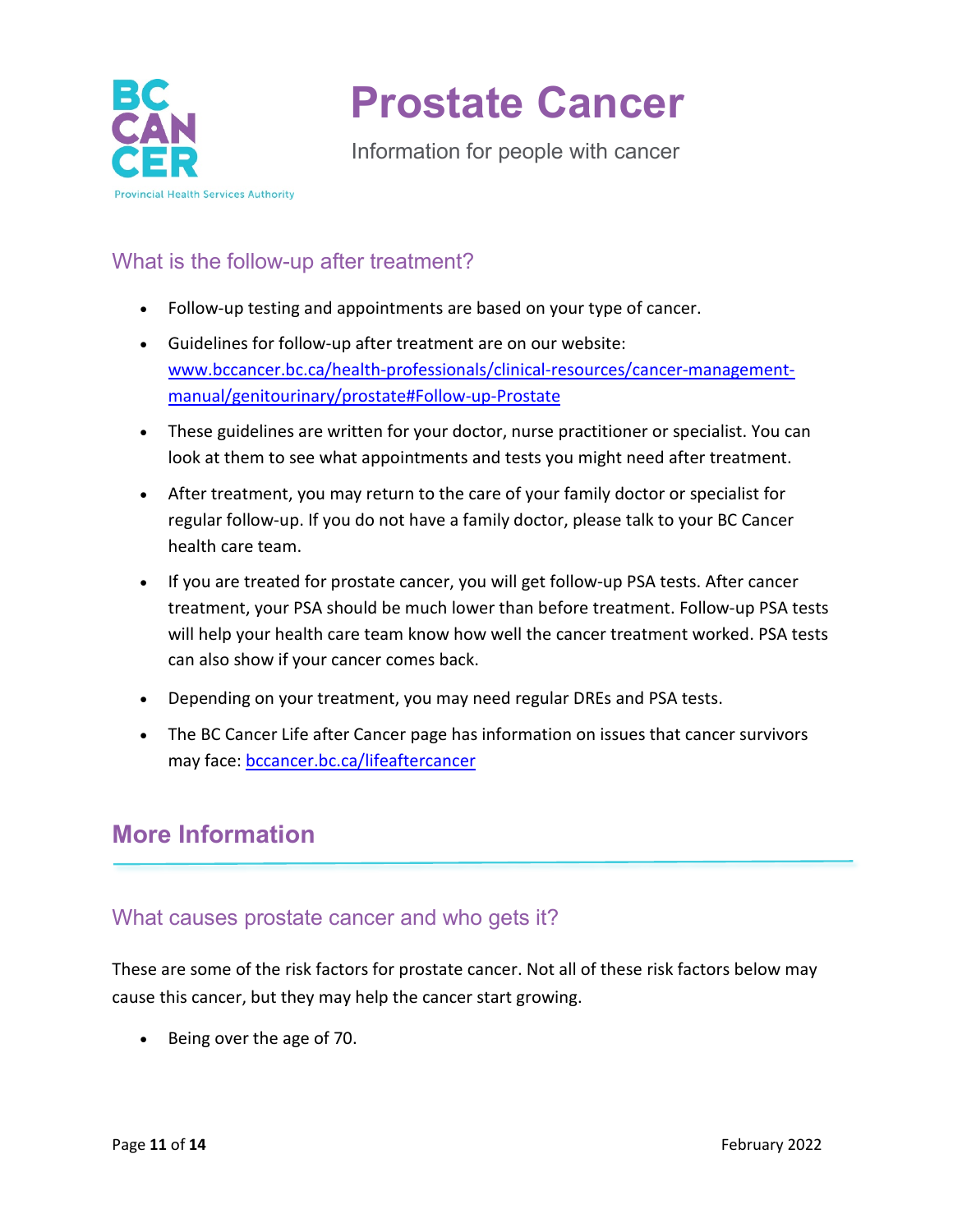## What is the follow-up after treatment?

- Follow-up testing and appointments are based on your type of cancer.
- Guidelines for follow-up after treatment are on our website: [www.bccancer.bc.ca/health-professionals/clinical-resources/cancer-management-manual/genitourinary/prostate#Follow-up-Prostate](www.bccancer.bc.ca/health-professionals/clinical-resources/cancer-management-manual/genitourinary/prostate#Follow-up-Prostate)
- These guidelines are written for your doctor, nurse practitioner or specialist. You can look at them to see what appointments and tests you might need after treatment.
- After treatment, you may return to the care of your family doctor or specialist for regular follow-up. If you do not have a family doctor, please talk to your BC Cancer health care team.
- If you are treated for prostate cancer, you will get follow-up PSA tests. After cancer treatment, your PSA should be much lower than before treatment. Follow-up PSA tests will help your health care team know how well the cancer treatment worked. PSA tests can also show if your cancer comes back.
- Depending on your treatment, you may need regular DREs and PSA tests.
- The BC Cancer Life after Cancer page has information on issues that cancer survivors may face: [bccancer.bc.ca/lifeaftercancer](bccancer.bc.ca/lifeaftercancer)

# More Information

## What causes prostate cancer and who gets it?

These are some of the risk factors for prostate cancer. Not all of these risk factors below may cause this cancer, but they may help the cancer start growing.

- Being over the age of 70.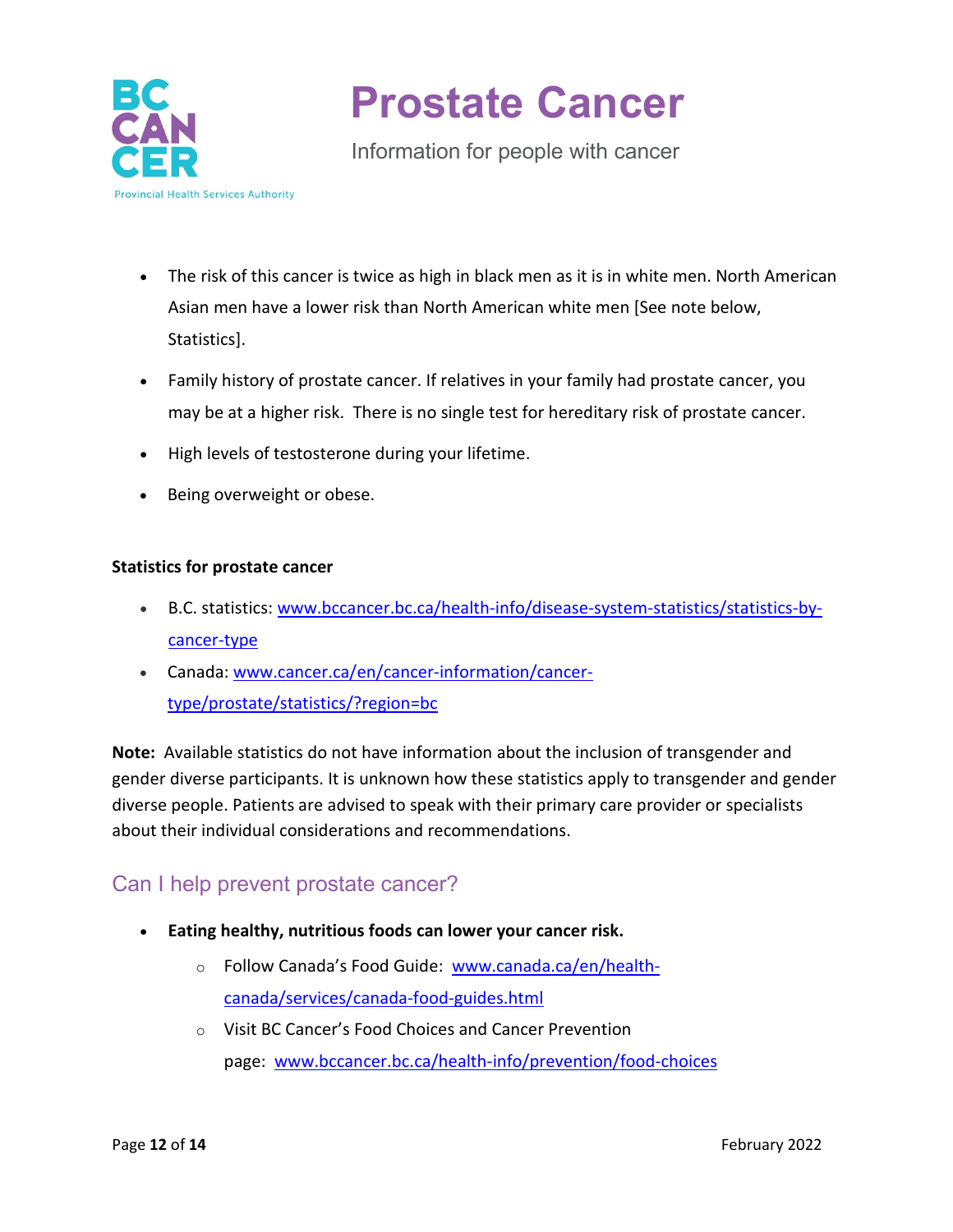- The risk of this cancer is twice as high in black men as it is in white men. North American Asian men have a lower risk than North American white men [See note below, Statistics].
- Family history of prostate cancer. If relatives in your family had prostate cancer, you may be at a higher risk. There is no single test for hereditary risk of prostate cancer.
- High levels of testosterone during your lifetime.
- Being overweight or obese.

**Statistics for prostate cancer**

- B.C. statistics: [www.bccancer.bc.ca/health-info/disease-system-statistics/statistics-by-cancer-type](www.bccancer.bc.ca/health-info/disease-system-statistics/statistics-by-cancer-type)
- Canada: [www.cancer.ca/en/cancer-information/cancer-type/prostate/statistics/?region=bc](www.cancer.ca/en/cancer-information/cancer-type/prostate/statistics/?region=bc)

**Note:** Available statistics do not have information about the inclusion of transgender and gender diverse participants. It is unknown how these statistics apply to transgender and gender diverse people. Patients are advised to speak with their primary care provider or specialists about their individual considerations and recommendations.

## Can I help prevent prostate cancer?

- **Eating healthy, nutritious foods can lower your cancer risk.**
  - Follow Canada's Food Guide: [www.canada.ca/en/health-canada/services/canada-food-guides.html](www.canada.ca/en/health-canada/services/canada-food-guides.html)
  - Visit BC Cancer's Food Choices and Cancer Prevention page: [www.bccancer.bc.ca/health-info/prevention/food-choices](www.bccancer.bc.ca/health-info/prevention/food-choices)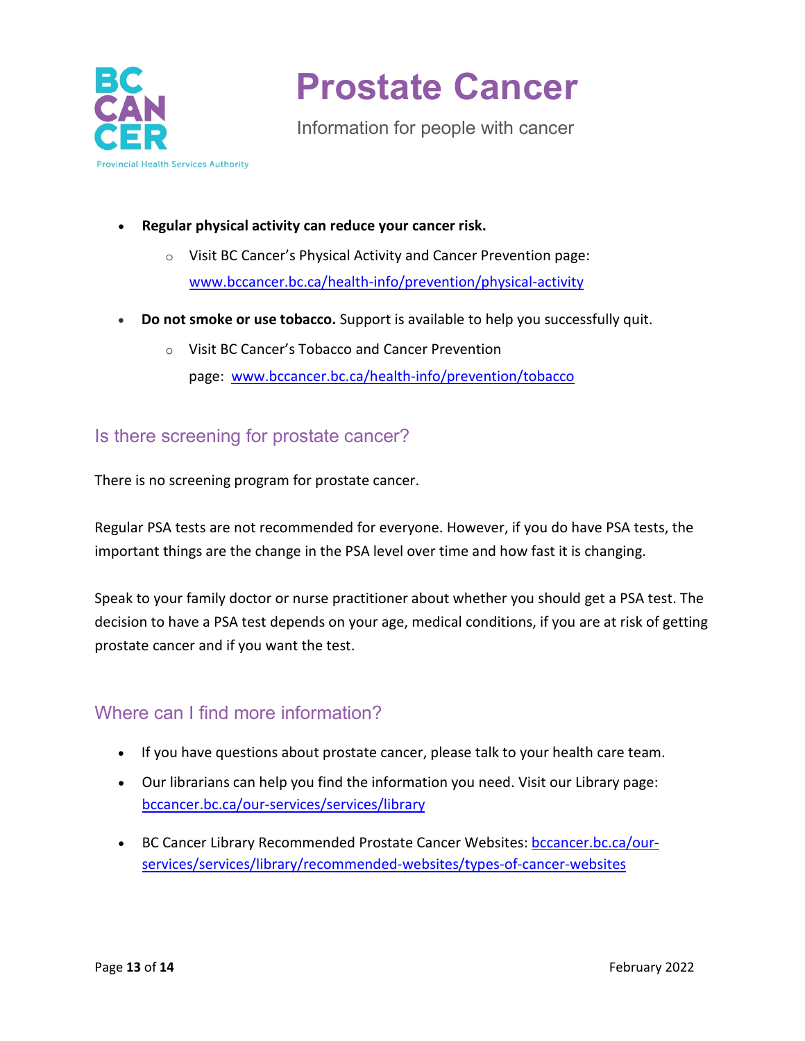- **Regular physical activity can reduce your cancer risk.**
    - Visit BC Cancer's Physical Activity and Cancer Prevention page: [www.bccancer.bc.ca/health-info/prevention/physical-activity](http://www.bccancer.bc.ca/health-info/prevention/physical-activity)
- **Do not smoke or use tobacco.** Support is available to help you successfully quit.
    - Visit BC Cancer's Tobacco and Cancer Prevention page: [www.bccancer.bc.ca/health-info/prevention/tobacco](http://www.bccancer.bc.ca/health-info/prevention/tobacco)

## Is there screening for prostate cancer?

There is no screening program for prostate cancer.

Regular PSA tests are not recommended for everyone. However, if you do have PSA tests, the important things are the change in the PSA level over time and how fast it is changing.

Speak to your family doctor or nurse practitioner about whether you should get a PSA test. The decision to have a PSA test depends on your age, medical conditions, if you are at risk of getting prostate cancer and if you want the test.

## Where can I find more information?

- If you have questions about prostate cancer, please talk to your health care team.
- Our librarians can help you find the information you need. Visit our Library page: [bccancer.bc.ca/our-services/services/library](http://bccancer.bc.ca/our-services/services/library)
- BC Cancer Library Recommended Prostate Cancer Websites: [bccancer.bc.ca/our-services/services/library/recommended-websites/types-of-cancer-websites](http://bccancer.bc.ca/our-services/services/library/recommended-websites/types-of-cancer-websites)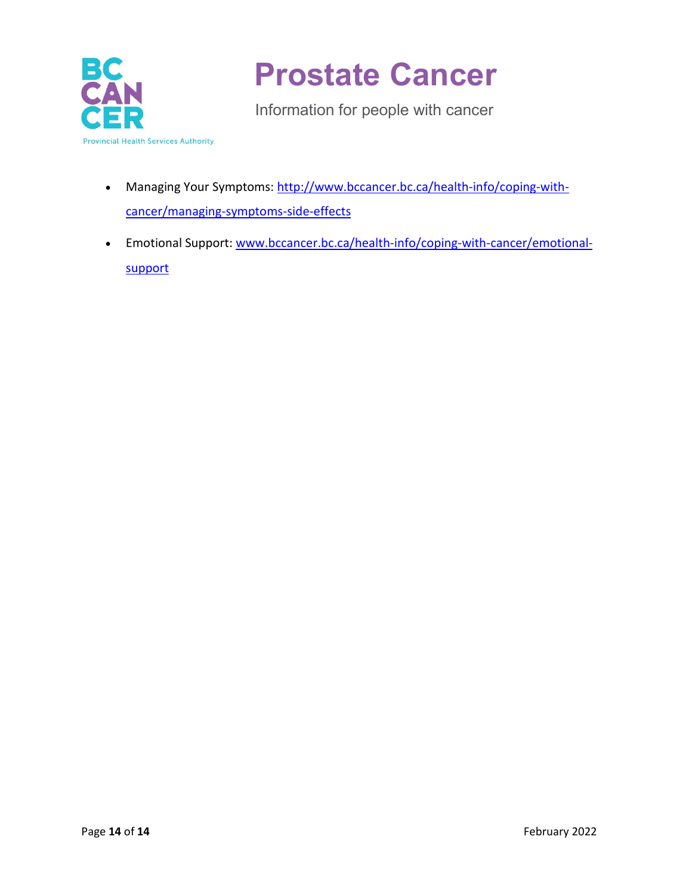- Managing Your Symptoms: [http://www.bccancer.bc.ca/health-info/coping-with-cancer/managing-symptoms-side-effects](http://www.bccancer.bc.ca/health-info/coping-with-cancer/managing-symptoms-side-effects)
- Emotional Support: [www.bccancer.bc.ca/health-info/coping-with-cancer/emotional-support](http://www.bccancer.bc.ca/health-info/coping-with-cancer/emotional-support)